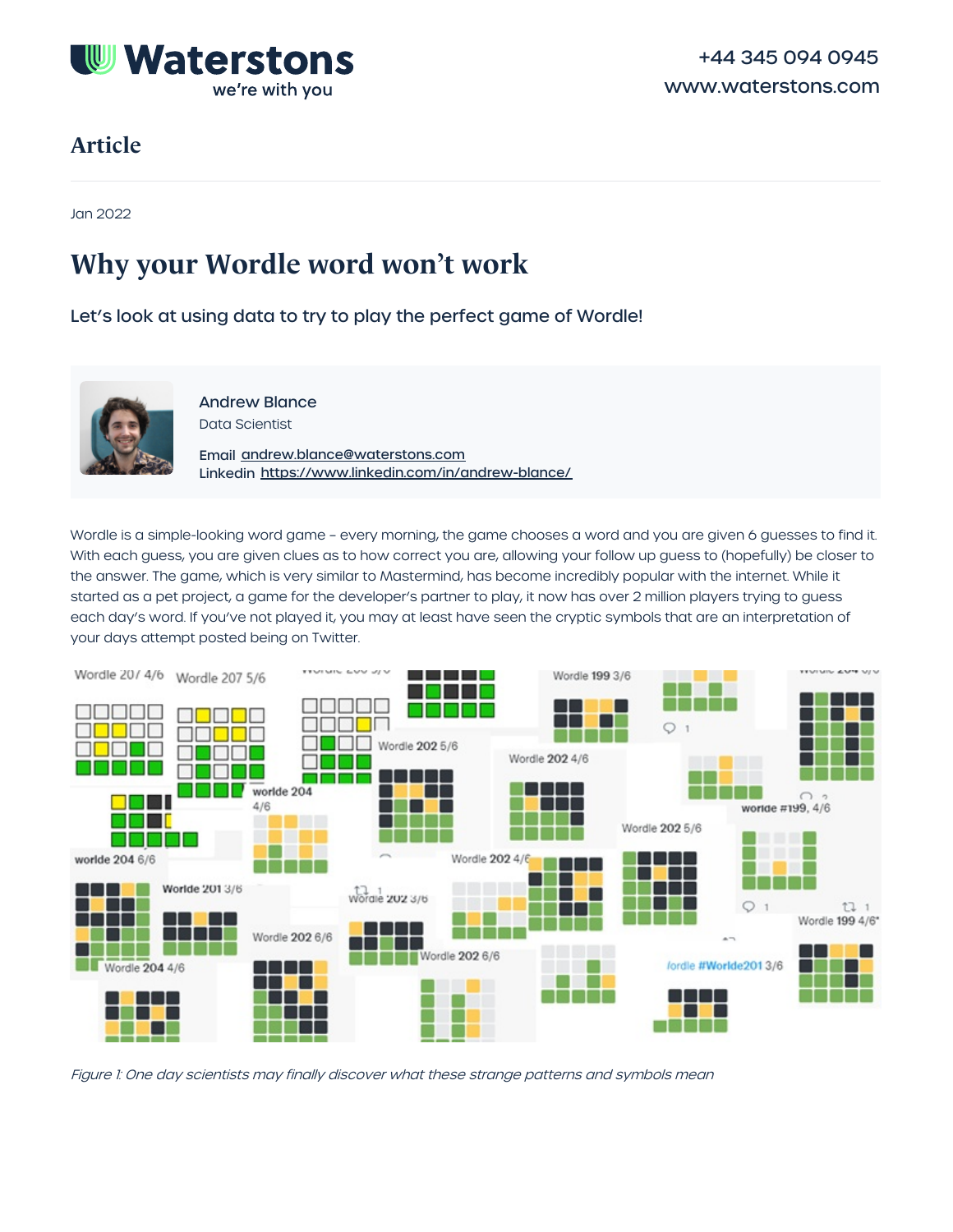Waterstons
we're with you

+44 345 094 0945
www.waterstons.com

## Article

Jan 2022

# Why your Wordle word won't work

### Let's look at using data to try to play the perfect game of Wordle!

Andrew Blance
Data Scientist

Email andrew.blance@waterstons.com
Linkedin https://www.linkedin.com/in/andrew-blance/

Wordle is a simple-looking word game – every morning, the game chooses a word and you are given 6 guesses to find it. With each guess, you are given clues as to how correct you are, allowing your follow up guess to (hopefully) be closer to the answer. The game, which is very similar to Mastermind, has become incredibly popular with the internet. While it started as a pet project, a game for the developer's partner to play, it now has over 2 million players trying to guess each day's word. If you've not played it, you may at least have seen the cryptic symbols that are an interpretation of your days attempt posted being on Twitter.

*Figure 1: One day scientists may finally discover what these strange patterns and symbols mean*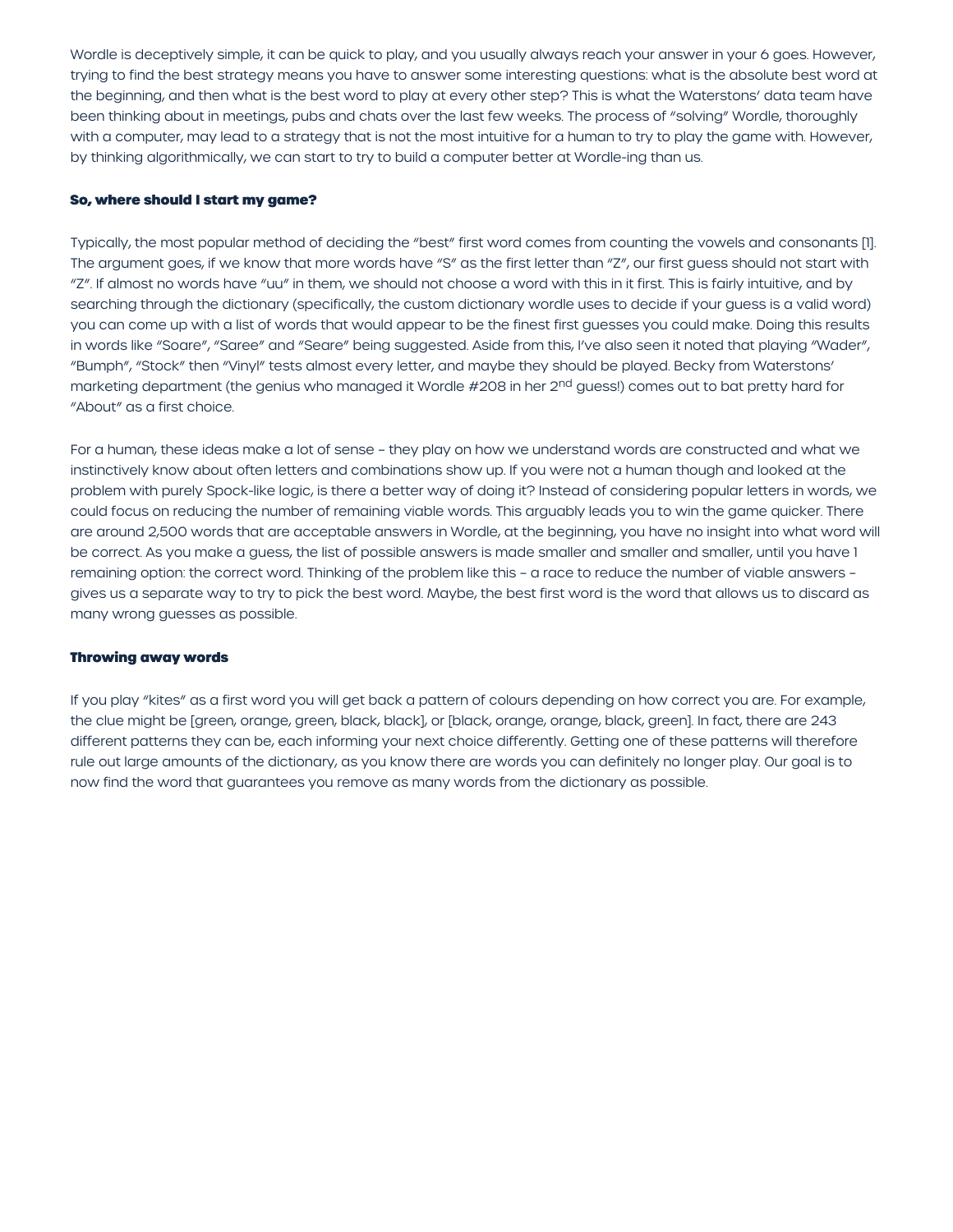Wordle is deceptively simple, it can be quick to play, and you usually always reach your answer in your 6 goes. However, trying to find the best strategy means you have to answer some interesting questions: what is the absolute best word at the beginning, and then what is the best word to play at every other step? This is what the Waterstons' data team have been thinking about in meetings, pubs and chats over the last few weeks. The process of "solving" Wordle, thoroughly with a computer, may lead to a strategy that is not the most intuitive for a human to try to play the game with. However, by thinking algorithmically, we can start to try to build a computer better at Wordle-ing than us.

### So, where should I start my game?

Typically, the most popular method of deciding the "best" first word comes from counting the vowels and consonants [1]. The argument goes, if we know that more words have "S" as the first letter than "Z", our first guess should not start with "Z". If almost no words have "uu" in them, we should not choose a word with this in it first. This is fairly intuitive, and by searching through the dictionary (specifically, the custom dictionary wordle uses to decide if your guess is a valid word) you can come up with a list of words that would appear to be the finest first guesses you could make. Doing this results in words like "Soare", "Saree" and "Seare" being suggested. Aside from this, I've also seen it noted that playing "Wader", "Bumph", "Stock" then "Vinyl" tests almost every letter, and maybe they should be played. Becky from Waterstons' marketing department (the genius who managed it Wordle #208 in her 2nd guess!) comes out to bat pretty hard for "About" as a first choice.

For a human, these ideas make a lot of sense – they play on how we understand words are constructed and what we instinctively know about often letters and combinations show up. If you were not a human though and looked at the problem with purely Spock-like logic, is there a better way of doing it? Instead of considering popular letters in words, we could focus on reducing the number of remaining viable words. This arguably leads you to win the game quicker. There are around 2,500 words that are acceptable answers in Wordle, at the beginning, you have no insight into what word will be correct. As you make a guess, the list of possible answers is made smaller and smaller and smaller, until you have 1 remaining option: the correct word. Thinking of the problem like this – a race to reduce the number of viable answers – gives us a separate way to try to pick the best word. Maybe, the best first word is the word that allows us to discard as many wrong guesses as possible.

### Throwing away words

If you play "kites" as a first word you will get back a pattern of colours depending on how correct you are. For example, the clue might be [green, orange, green, black, black], or [black, orange, orange, black, green]. In fact, there are 243 different patterns they can be, each informing your next choice differently. Getting one of these patterns will therefore rule out large amounts of the dictionary, as you know there are words you can definitely no longer play. Our goal is to now find the word that guarantees you remove as many words from the dictionary as possible.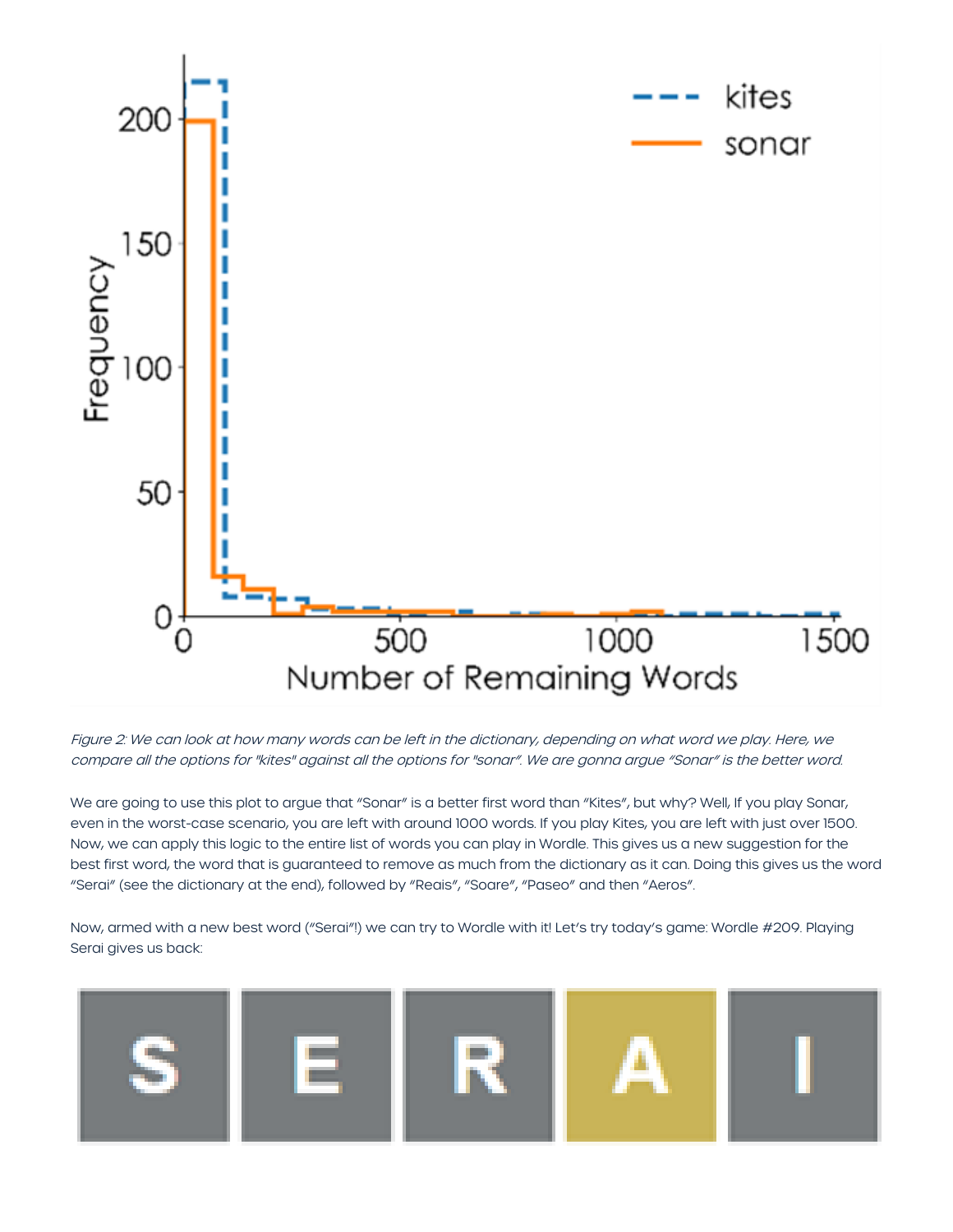*Figure 2: We can look at how many words can be left in the dictionary, depending on what word we play. Here, we compare all the options for "kites" against all the options for "sonar". We are gonna argue "Sonar" is the better word.*

We are going to use this plot to argue that "Sonar" is a better first word than "Kites", but why? Well, If you play Sonar, even in the worst-case scenario, you are left with around 1000 words. If you play Kites, you are left with just over 1500. Now, we can apply this logic to the entire list of words you can play in Wordle. This gives us a new suggestion for the best first word, the word that is guaranteed to remove as much from the dictionary as it can. Doing this gives us the word "Serai" (see the dictionary at the end), followed by "Reais", "Soare", "Paseo" and then "Aeros".

Now, armed with a new best word ("Serai"!) we can try to Wordle with it! Let's try today's game: Wordle #209. Playing Serai gives us back:

| S | E | R | A | I |
| --- | --- | --- | --- | --- |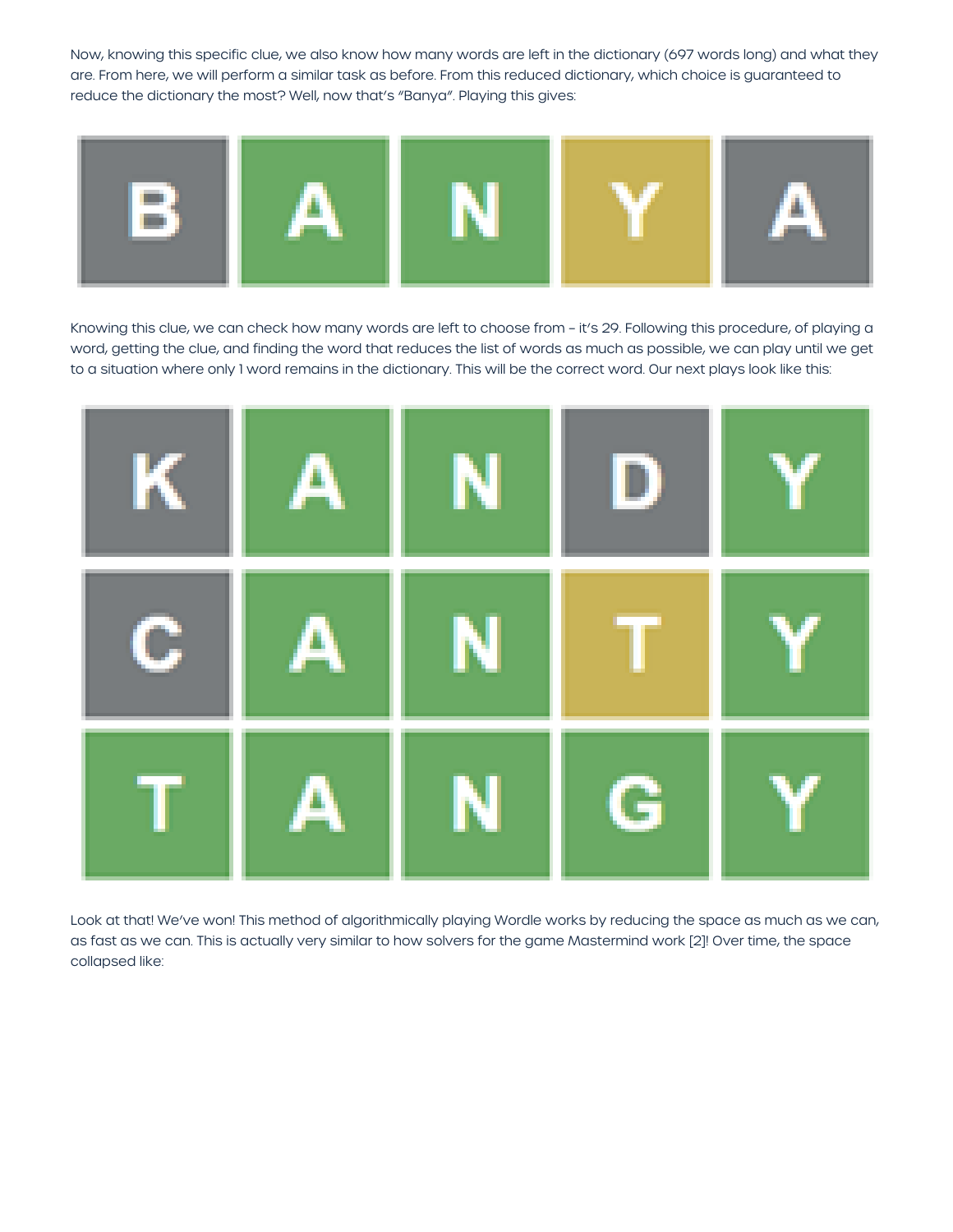Now, knowing this specific clue, we also know how many words are left in the dictionary (697 words long) and what they are. From here, we will perform a similar task as before. From this reduced dictionary, which choice is guaranteed to reduce the dictionary the most? Well, now that's "Banya". Playing this gives:

Knowing this clue, we can check how many words are left to choose from - it's 29. Following this procedure, of playing a word, getting the clue, and finding the word that reduces the list of words as much as possible, we can play until we get to a situation where only 1 word remains in the dictionary. This will be the correct word. Our next plays look like this:

Look at that! We've won! This method of algorithmically playing Wordle works by reducing the space as much as we can, as fast as we can. This is actually very similar to how solvers for the game Mastermind work [2]! Over time, the space collapsed like: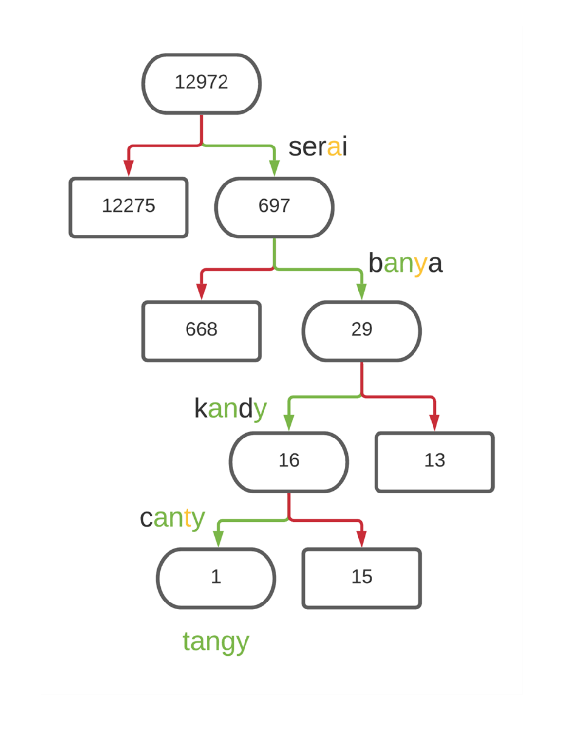12972

serai

12275

697

banya

668

29

kandy

16

13

canty

1

15

tangy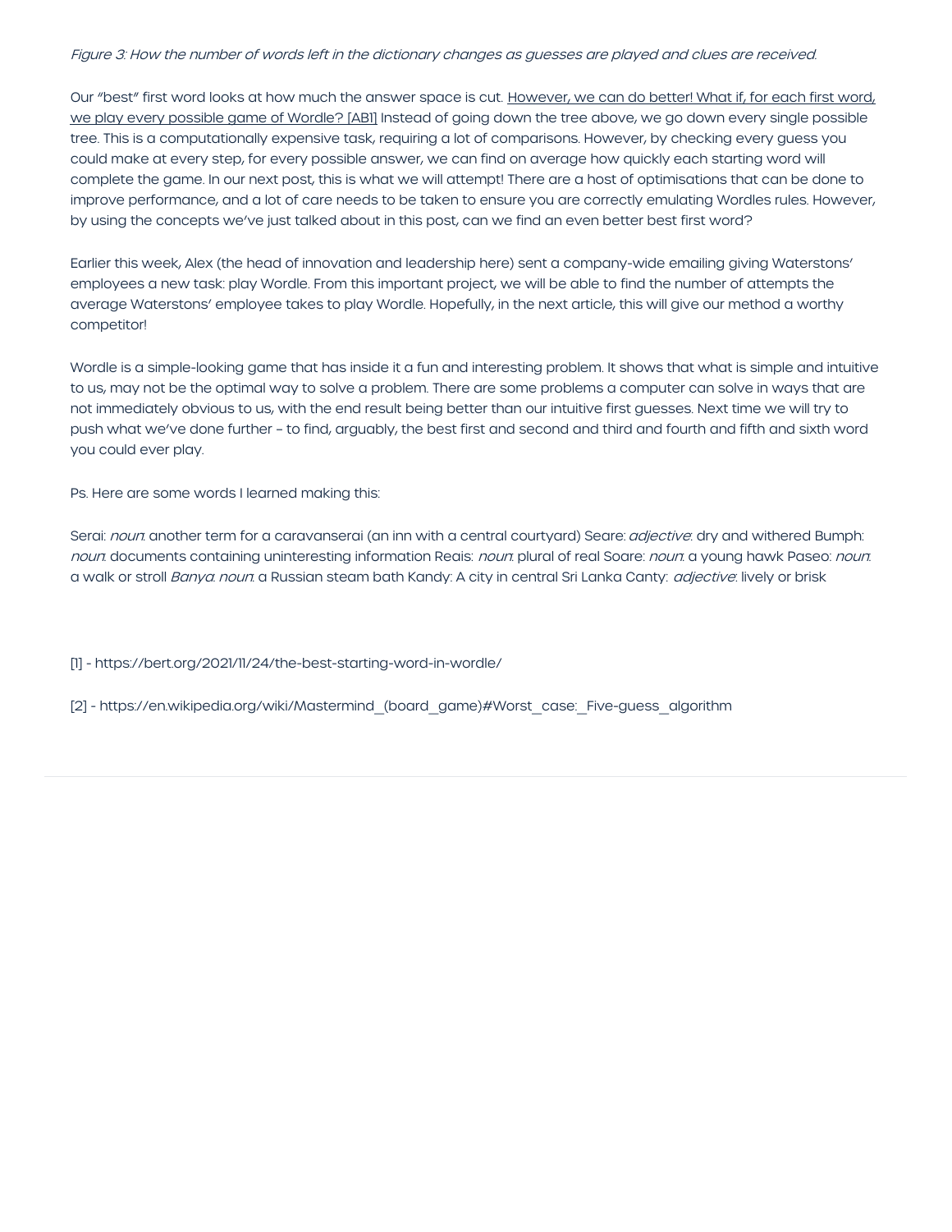*Figure 3: How the number of words left in the dictionary changes as guesses are played and clues are received.*

Our "best" first word looks at how much the answer space is cut. However, we can do better! What if, for each first word, we play every possible game of Wordle? [AB1] Instead of going down the tree above, we go down every single possible tree. This is a computationally expensive task, requiring a lot of comparisons. However, by checking every guess you could make at every step, for every possible answer, we can find on average how quickly each starting word will complete the game. In our next post, this is what we will attempt! There are a host of optimisations that can be done to improve performance, and a lot of care needs to be taken to ensure you are correctly emulating Wordles rules. However, by using the concepts we've just talked about in this post, can we find an even better best first word?

Earlier this week, Alex (the head of innovation and leadership here) sent a company-wide emailing giving Waterstons' employees a new task: play Wordle. From this important project, we will be able to find the number of attempts the average Waterstons' employee takes to play Wordle. Hopefully, in the next article, this will give our method a worthy competitor!

Wordle is a simple-looking game that has inside it a fun and interesting problem. It shows that what is simple and intuitive to us, may not be the optimal way to solve a problem. There are some problems a computer can solve in ways that are not immediately obvious to us, with the end result being better than our intuitive first guesses. Next time we will try to push what we've done further – to find, arguably, the best first and second and third and fourth and fifth and sixth word you could ever play.

Ps. Here are some words I learned making this:

Serai: *noun*: another term for a caravanserai (an inn with a central courtyard) Seare: *adjective*: dry and withered Bumph: *noun*: documents containing uninteresting information Reais: *noun*: plural of real Soare: *noun*: a young hawk Paseo: *noun*: a walk or stroll *Banya*: *noun*: a Russian steam bath Kandy: A city in central Sri Lanka Canty: *adjective*: lively or brisk

[1] - https://bert.org/2021/11/24/the-best-starting-word-in-wordle/

[2] - https://en.wikipedia.org/wiki/Mastermind_(board_game)#Worst_case:_Five-guess_algorithm